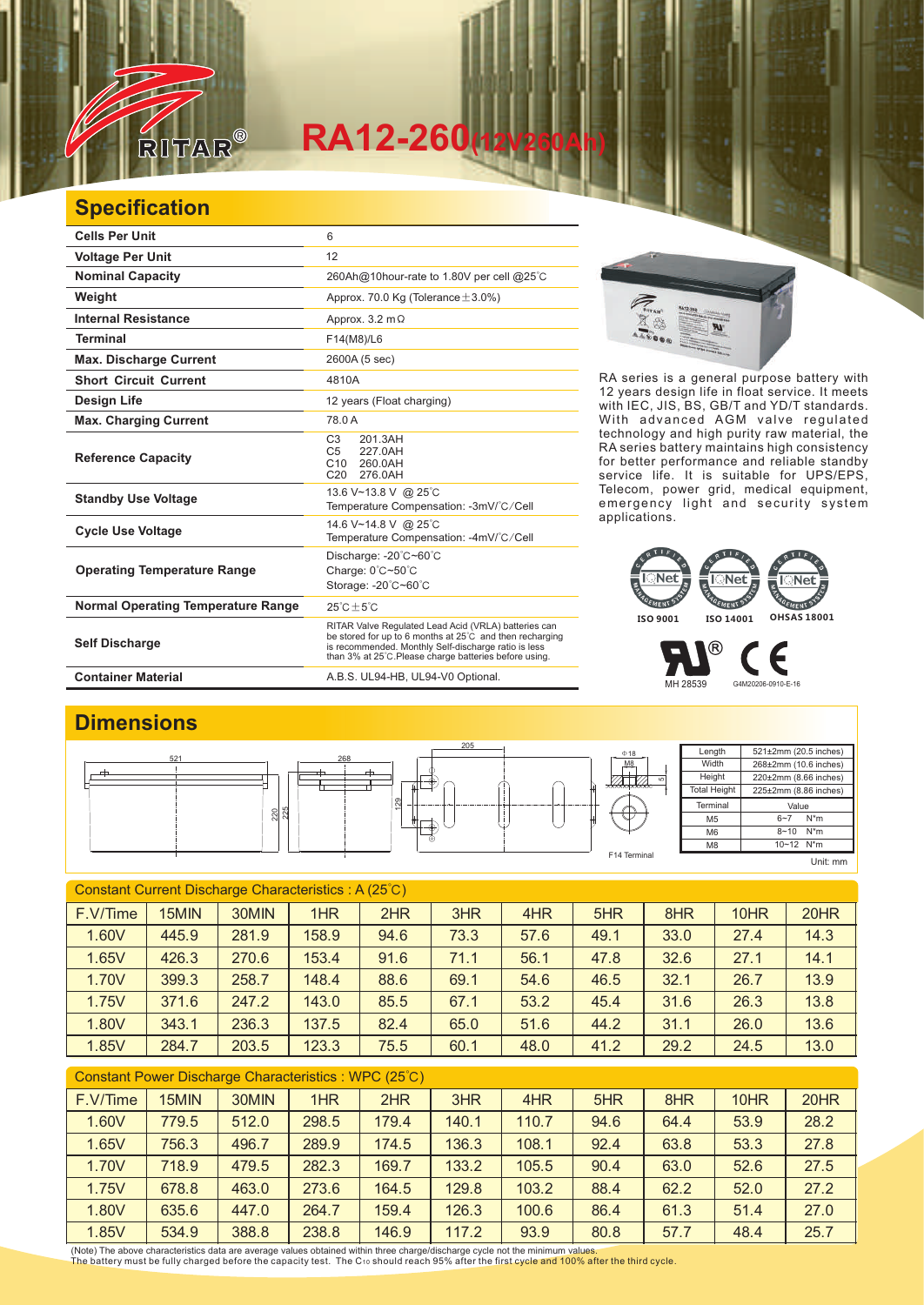# RA12-260(12V260Ah)

## Specification

| Cells Per Unit | 6 |
|---|---|
| Voltage Per Unit | 12 |
| Nominal Capacity | 260Ah@10hour-rate to 1.80V per cell @25℃ |
| Weight | Approx. 70.0 Kg (Tolerance±3.0%) |
| Internal Resistance | Approx. 3.2 mΩ |
| Terminal | F14(M8)/L6 |
| Max. Discharge Current | 2600A (5 sec) |
| Short Circuit Current | 4810A |
| Design Life | 12 years (Float charging) |
| Max. Charging Current | 78.0 A |
| Reference Capacity | C3 201.3AH<br>C5 227.0AH<br>C10 260.0AH<br>C20 276.0AH |
| Standby Use Voltage | 13.6 V~13.8 V @ 25℃<br>Temperature Compensation: -3mV/℃/Cell |
| Cycle Use Voltage | 14.6 V~14.8 V @ 25℃<br>Temperature Compensation: -4mV/℃/Cell |
| Operating Temperature Range | Discharge: -20℃~60℃<br>Charge: 0℃~50℃<br>Storage: -20℃~60℃ |
| Normal Operating Temperature Range | 25℃±5℃ |
| Self Discharge | RITAR Valve Regulated Lead Acid (VRLA) batteries can be stored for up to 6 months at 25℃ and then recharging is recommended. Monthly Self-discharge ratio is less than 3% at 25℃.Please charge batteries before using. |
| Container Material | A.B.S. UL94-HB, UL94-V0 Optional. |

RA series is a general purpose battery with 12 years design life in float service. It meets with IEC, JIS, BS, GB/T and YD/T standards. With advanced AGM valve regulated technology and high purity raw material, the RA series battery maintains high consistency for better performance and reliable standby service life. It is suitable for UPS/EPS, Telecom, power grid, medical equipment, emergency light and security system applications.

ISO 9001 ISO 14001 OHSAS 18001

MH 28539 G4M20206-0910-E-16

## Dimensions

| Length | 521±2mm (20.5 inches) |
|---|---|
| Width | 268±2mm (10.6 inches) |
| Height | 220±2mm (8.66 inches) |
| Total Height | 225±2mm (8.86 inches) |

| Terminal | Value |
|---|---|
| M5 | 6~7 N*m |
| M6 | 8~10 N*m |
| M8 | 10~12 N*m |

F14 Terminal

Unit: mm

Constant Current Discharge Characteristics : A (25℃)

| F.V/Time | 15MIN | 30MIN | 1HR | 2HR | 3HR | 4HR | 5HR | 8HR | 10HR | 20HR |
|---|---|---|---|---|---|---|---|---|---|---|
| 1.60V | 445.9 | 281.9 | 158.9 | 94.6 | 73.3 | 57.6 | 49.1 | 33.0 | 27.4 | 14.3 |
| 1.65V | 426.3 | 270.6 | 153.4 | 91.6 | 71.1 | 56.1 | 47.8 | 32.6 | 27.1 | 14.1 |
| 1.70V | 399.3 | 258.7 | 148.4 | 88.6 | 69.1 | 54.6 | 46.5 | 32.1 | 26.7 | 13.9 |
| 1.75V | 371.6 | 247.2 | 143.0 | 85.5 | 67.1 | 53.2 | 45.4 | 31.6 | 26.3 | 13.8 |
| 1.80V | 343.1 | 236.3 | 137.5 | 82.4 | 65.0 | 51.6 | 44.2 | 31.1 | 26.0 | 13.6 |
| 1.85V | 284.7 | 203.5 | 123.3 | 75.5 | 60.1 | 48.0 | 41.2 | 29.2 | 24.5 | 13.0 |

Constant Power Discharge Characteristics : WPC (25℃)

| F.V/Time | 15MIN | 30MIN | 1HR | 2HR | 3HR | 4HR | 5HR | 8HR | 10HR | 20HR |
|---|---|---|---|---|---|---|---|---|---|---|
| 1.60V | 779.5 | 512.0 | 298.5 | 179.4 | 140.1 | 110.7 | 94.6 | 64.4 | 53.9 | 28.2 |
| 1.65V | 756.3 | 496.7 | 289.9 | 174.5 | 136.3 | 108.1 | 92.4 | 63.8 | 53.3 | 27.8 |
| 1.70V | 718.9 | 479.5 | 282.3 | 169.7 | 133.2 | 105.5 | 90.4 | 63.0 | 52.6 | 27.5 |
| 1.75V | 678.8 | 463.0 | 273.6 | 164.5 | 129.8 | 103.2 | 88.4 | 62.2 | 52.0 | 27.2 |
| 1.80V | 635.6 | 447.0 | 264.7 | 159.4 | 126.3 | 100.6 | 86.4 | 61.3 | 51.4 | 27.0 |
| 1.85V | 534.9 | 388.8 | 238.8 | 146.9 | 117.2 | 93.9 | 80.8 | 57.7 | 48.4 | 25.7 |

(Note) The above characteristics data are average values obtained within three charge/discharge cycle not the minimum values.
The battery must be fully charged before the capacity test. The $C_{10}$ should reach 95% after the first cycle and 100% after the third cycle.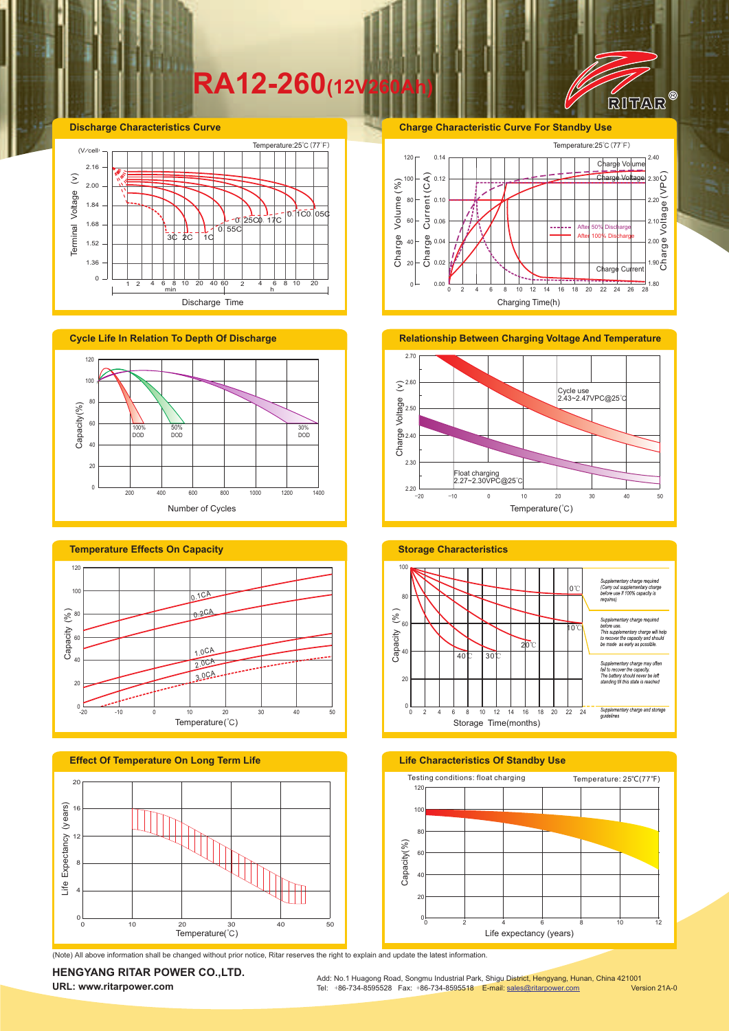# RA12-260(12V260Ah)

RITAR®

## Discharge Characteristics Curve

Temperature:25℃ (77℉)

(V/cell)

Terminal Voltage (v)

2.16
2.00
1.84
1.68
1.52
1.36
0

3C 2C 1C 0.55C 0.25C 0.17C 0.1C 0.05C

1 2 4 6 8 10 20 40 60 2 4 6 8 10 20

min h

Discharge Time

## Charge Characteristic Curve For Standby Use

Temperature:25℃ (77℉)

Charge Volume (%) 120 100 80 60 40 20 0

Charge Current (CA) 0.14 0.12 0.10 0.06 0.04 0.02 0.00

Charge Voltage (VPC) 2.40 2.30 2.20 2.10 2.00 1.90 1.80

Charge Volume

Charge Voltage

After 50% Discharge

After 100% Discharge

Charge Current

0 2 4 6 8 10 12 14 16 18 20 22 24 26 28

Charging Time(h)

## Cycle Life In Relation To Depth Of Discharge

Capacity(%) 120 100 80 60 40 20 0

100% DOD

50% DOD

30% DOD

200 400 600 800 1000 1200 1400

Number of Cycles

## Relationship Between Charging Voltage And Temperature

Charge Voltage (v) 2.70 2.60 2.50 2.40 2.30 2.20

Cycle use
2.43~2.47VPC@25℃

Float charging
2.27~2.30VPC@25℃

−20 −10 0 10 20 30 40 50

Temperature(℃)

## Temperature Effects On Capacity

Capacity (%) 120 100 80 60 40 20 0

0.1CA

0.2CA

1.0CA

2.0CA

3.0CA

-20 -10 0 10 20 30 40 50

Temperature(℃)

## Storage Characteristics

Capacity (%) 100 80 60 40 20 0

0℃ 10℃ 20℃ 30℃ 40℃

0 2 4 6 8 10 12 14 16 18 20 22 24

Storage Time(months)

*Supplementary charge required (Carry out supplementary charge before use if 100% capacity is requires)*

*Supplementary charge required before use. This supplementary charge will help to recover the capacity and should be made as early as possible.*

*Supplementary charge may often fail to recover the capacity. The battery should never be left standing till this state is reached*

*Supplementary charge and storage guidelines*

## Effect Of Temperature On Long Term Life

Life Expectancy (years) 20 16 12 8 4 0

0 10 20 30 40 50

Temperature(℃)

## Life Characteristics Of Standby Use

Testing conditions: float charging

Temperature: 25℃(77℉)

Capacity(%) 120 100 80 60 40 20 0

0 2 4 6 8 10 12

Life expectancy (years)

(Note) All above information shall be changed without prior notice, Ritar reserves the right to explain and update the latest information.

**HENGYANG RITAR POWER CO.,LTD.**

**URL: www.ritarpower.com**

Add: No.1 Huagong Road, Songmu Industrial Park, Shigu District, Hengyang, Hunan, China 421001

Tel: +86-734-8595528 Fax: +86-734-8595518 E-mail: sales@ritarpower.com

Version 21A-0